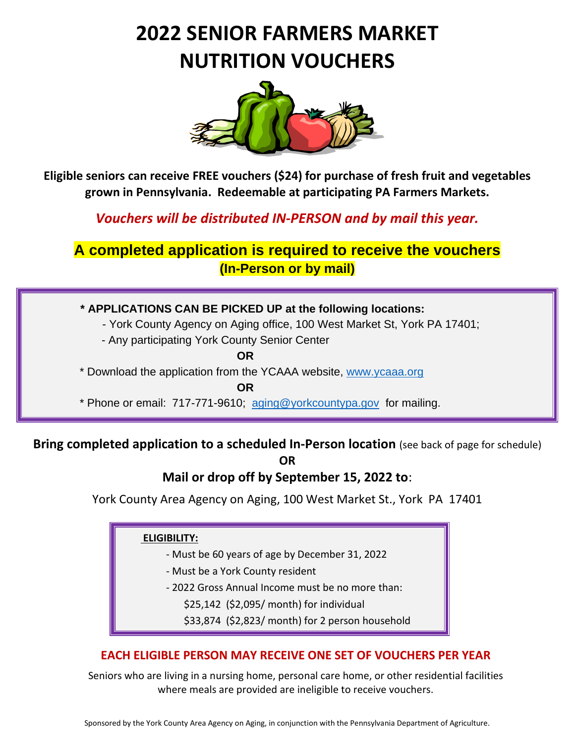# 2022 SENIOR FARMERS MARKET NUTRITION VOUCHERS

**Eligible seniors can receive FREE vouchers ($24) for purchase of fresh fruit and vegetables grown in Pennsylvania. Redeemable at participating PA Farmers Markets.**

***Vouchers will be distributed IN-PERSON and by mail this year.***

## A completed application is required to receive the vouchers

**(In-Person or by mail)**

**\* APPLICATIONS CAN BE PICKED UP at the following locations:**

- York County Agency on Aging office, 100 West Market St, York PA 17401;
- Any participating York County Senior Center

**OR**

\* Download the application from the YCAAA website, www.ycaaa.org

**OR**

\* Phone or email: 717-771-9610; aging@yorkcountypa.gov for mailing.

**Bring completed application to a scheduled In-Person location** (see back of page for schedule)

**OR**

**Mail or drop off by September 15, 2022 to**:

York County Area Agency on Aging, 100 West Market St., York PA 17401

**ELIGIBILITY:**

- Must be 60 years of age by December 31, 2022
- Must be a York County resident
- 2022 Gross Annual Income must be no more than:
  - $25,142 ($2,095/ month) for individual
  - $33,874 ($2,823/ month) for 2 person household

**EACH ELIGIBLE PERSON MAY RECEIVE ONE SET OF VOUCHERS PER YEAR**

Seniors who are living in a nursing home, personal care home, or other residential facilities where meals are provided are ineligible to receive vouchers.

Sponsored by the York County Area Agency on Aging, in conjunction with the Pennsylvania Department of Agriculture.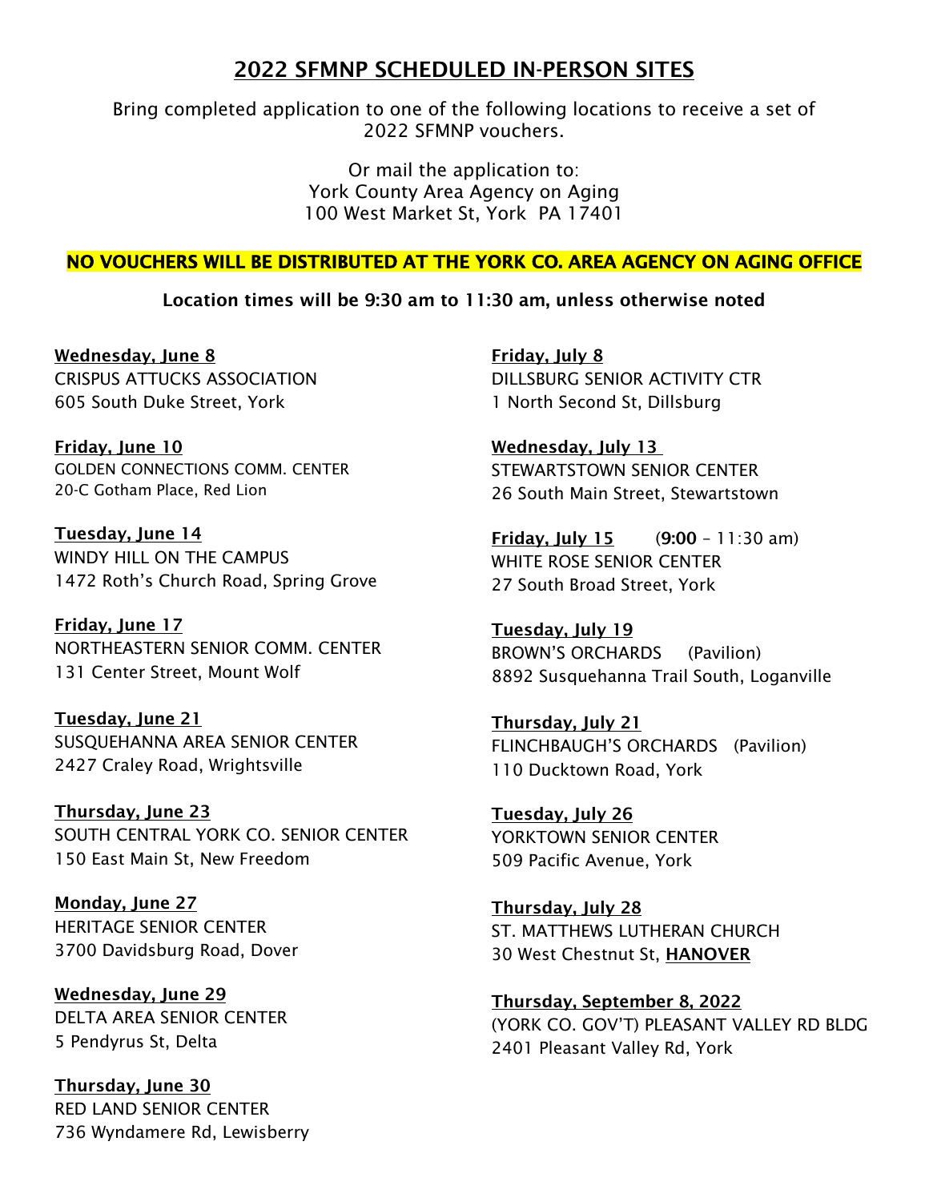## 2022 SFMNP SCHEDULED IN-PERSON SITES

Bring completed application to one of the following locations to receive a set of 2022 SFMNP vouchers.

Or mail the application to:
York County Area Agency on Aging
100 West Market St, York PA 17401

**NO VOUCHERS WILL BE DISTRIBUTED AT THE YORK CO. AREA AGENCY ON AGING OFFICE**

**Location times will be 9:30 am to 11:30 am, unless otherwise noted**

**Wednesday, June 8**
CRISPUS ATTUCKS ASSOCIATION
605 South Duke Street, York

**Friday, June 10**
GOLDEN CONNECTIONS COMM. CENTER
20-C Gotham Place, Red Lion

**Tuesday, June 14**
WINDY HILL ON THE CAMPUS
1472 Roth's Church Road, Spring Grove

**Friday, June 17**
NORTHEASTERN SENIOR COMM. CENTER
131 Center Street, Mount Wolf

**Tuesday, June 21**
SUSQUEHANNA AREA SENIOR CENTER
2427 Craley Road, Wrightsville

**Thursday, June 23**
SOUTH CENTRAL YORK CO. SENIOR CENTER
150 East Main St, New Freedom

**Monday, June 27**
HERITAGE SENIOR CENTER
3700 Davidsburg Road, Dover

**Wednesday, June 29**
DELTA AREA SENIOR CENTER
5 Pendyrus St, Delta

**Thursday, June 30**
RED LAND SENIOR CENTER
736 Wyndamere Rd, Lewisberry

**Friday, July 8**
DILLSBURG SENIOR ACTIVITY CTR
1 North Second St, Dillsburg

**Wednesday, July 13**
STEWARTSTOWN SENIOR CENTER
26 South Main Street, Stewartstown

**Friday, July 15** (**9:00** – 11:30 am)
WHITE ROSE SENIOR CENTER
27 South Broad Street, York

**Tuesday, July 19**
BROWN'S ORCHARDS (Pavilion)
8892 Susquehanna Trail South, Loganville

**Thursday, July 21**
FLINCHBAUGH'S ORCHARDS (Pavilion)
110 Ducktown Road, York

**Tuesday, July 26**
YORKTOWN SENIOR CENTER
509 Pacific Avenue, York

**Thursday, July 28**
ST. MATTHEWS LUTHERAN CHURCH
30 West Chestnut St, **HANOVER**

**Thursday, September 8, 2022**
(YORK CO. GOV'T) PLEASANT VALLEY RD BLDG
2401 Pleasant Valley Rd, York